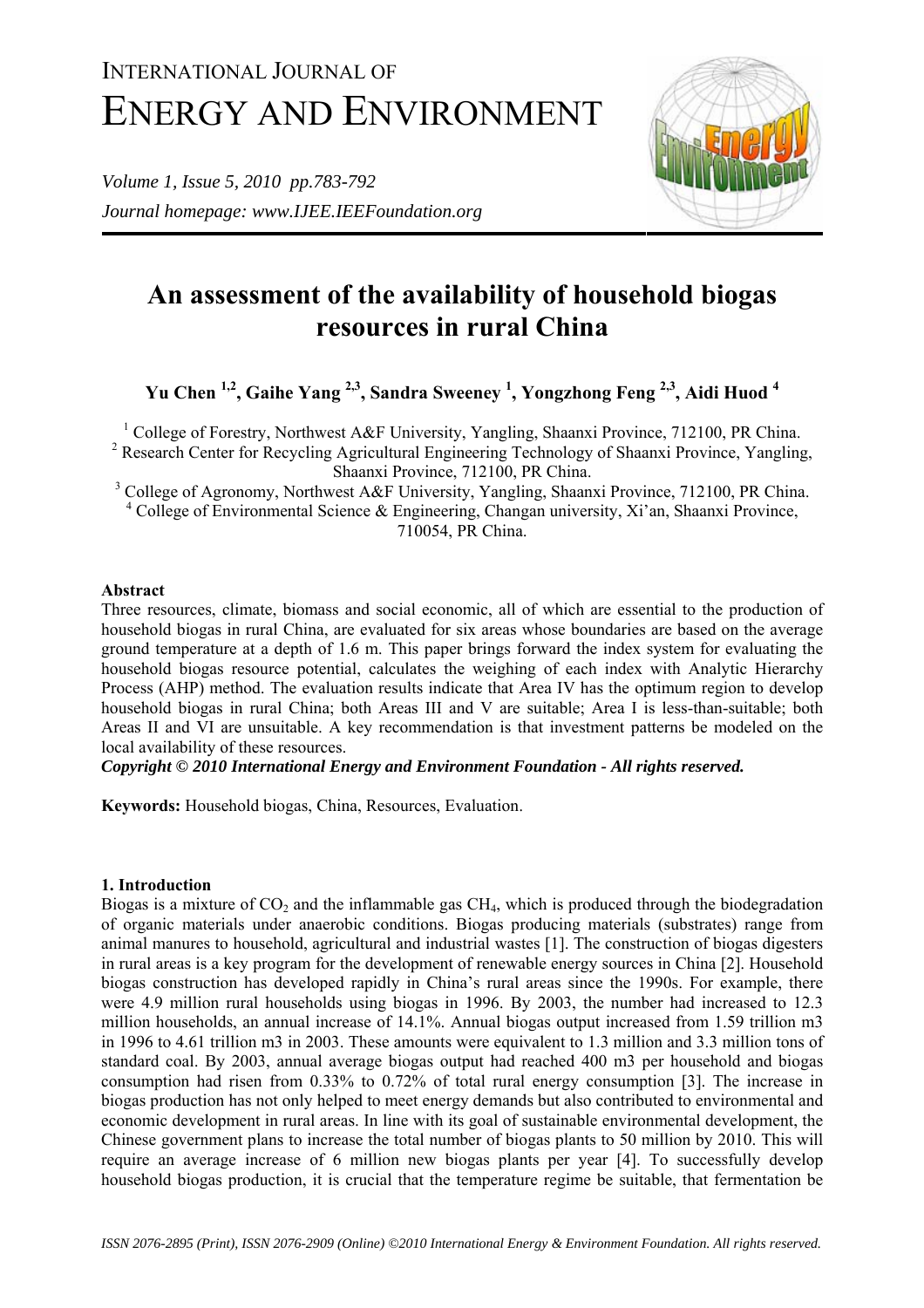# An assessment of the availability of household biogas resources in rural China

**Yu Chen [1,2], Gaihe Yang [2,3], Sandra Sweeney [1], Yongzhong Feng [2,3], Aidi Huod [4]**

[1] College of Forestry, Northwest A&F University, Yangling, Shaanxi Province, 712100, PR China.
[2] Research Center for Recycling Agricultural Engineering Technology of Shaanxi Province, Yangling, Shaanxi Province, 712100, PR China.
[3] College of Agronomy, Northwest A&F University, Yangling, Shaanxi Province, 712100, PR China.
[4] College of Environmental Science & Engineering, Changan university, Xi'an, Shaanxi Province, 710054, PR China.

## Abstract

Three resources, climate, biomass and social economic, all of which are essential to the production of household biogas in rural China, are evaluated for six areas whose boundaries are based on the average ground temperature at a depth of 1.6 m. This paper brings forward the index system for evaluating the household biogas resource potential, calculates the weighing of each index with Analytic Hierarchy Process (AHP) method. The evaluation results indicate that Area IV has the optimum region to develop household biogas in rural China; both Areas III and V are suitable; Area I is less-than-suitable; both Areas II and VI are unsuitable. A key recommendation is that investment patterns be modeled on the local availability of these resources.

***Copyright © 2010 International Energy and Environment Foundation - All rights reserved.***

**Keywords:** Household biogas, China, Resources, Evaluation.

## 1. Introduction

Biogas is a mixture of $CO_2$ and the inflammable gas $CH_4$, which is produced through the biodegradation of organic materials under anaerobic conditions. Biogas producing materials (substrates) range from animal manures to household, agricultural and industrial wastes [1]. The construction of biogas digesters in rural areas is a key program for the development of renewable energy sources in China [2]. Household biogas construction has developed rapidly in China's rural areas since the 1990s. For example, there were 4.9 million rural households using biogas in 1996. By 2003, the number had increased to 12.3 million households, an annual increase of 14.1%. Annual biogas output increased from 1.59 trillion m3 in 1996 to 4.61 trillion m3 in 2003. These amounts were equivalent to 1.3 million and 3.3 million tons of standard coal. By 2003, annual average biogas output had reached 400 m3 per household and biogas consumption had risen from 0.33% to 0.72% of total rural energy consumption [3]. The increase in biogas production has not only helped to meet energy demands but also contributed to environmental and economic development in rural areas. In line with its goal of sustainable environmental development, the Chinese government plans to increase the total number of biogas plants to 50 million by 2010. This will require an average increase of 6 million new biogas plants per year [4]. To successfully develop household biogas production, it is crucial that the temperature regime be suitable, that fermentation be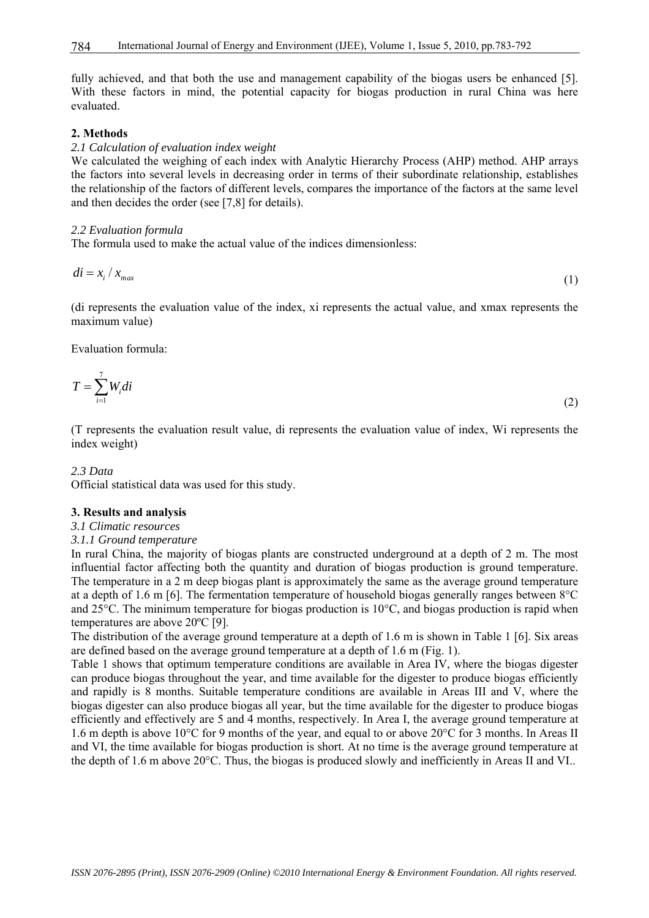fully achieved, and that both the use and management capability of the biogas users be enhanced [5]. With these factors in mind, the potential capacity for biogas production in rural China was here evaluated.

## 2. Methods

### *2.1 Calculation of evaluation index weight*

We calculated the weighing of each index with Analytic Hierarchy Process (AHP) method. AHP arrays the factors into several levels in decreasing order in terms of their subordinate relationship, establishes the relationship of the factors of different levels, compares the importance of the factors at the same level and then decides the order (see [7,8] for details).

### *2.2 Evaluation formula*

The formula used to make the actual value of the indices dimensionless:

$$di = x_i / x_{max} \tag{1}$$

(di represents the evaluation value of the index, xi represents the actual value, and xmax represents the maximum value)

Evaluation formula:

$$T = \sum_{i=1}^{7} W_i di \tag{2}$$

(T represents the evaluation result value, di represents the evaluation value of index, Wi represents the index weight)

### *2.3 Data*

Official statistical data was used for this study.

## 3. Results and analysis

### *3.1 Climatic resources*

#### *3.1.1 Ground temperature*

In rural China, the majority of biogas plants are constructed underground at a depth of 2 m. The most influential factor affecting both the quantity and duration of biogas production is ground temperature. The temperature in a 2 m deep biogas plant is approximately the same as the average ground temperature at a depth of 1.6 m [6]. The fermentation temperature of household biogas generally ranges between 8°C and 25°C. The minimum temperature for biogas production is 10°C, and biogas production is rapid when temperatures are above 20ºC [9].

The distribution of the average ground temperature at a depth of 1.6 m is shown in Table 1 [6]. Six areas are defined based on the average ground temperature at a depth of 1.6 m (Fig. 1).

Table 1 shows that optimum temperature conditions are available in Area IV, where the biogas digester can produce biogas throughout the year, and time available for the digester to produce biogas efficiently and rapidly is 8 months. Suitable temperature conditions are available in Areas III and V, where the biogas digester can also produce biogas all year, but the time available for the digester to produce biogas efficiently and effectively are 5 and 4 months, respectively. In Area I, the average ground temperature at 1.6 m depth is above 10°C for 9 months of the year, and equal to or above 20°C for 3 months. In Areas II and VI, the time available for biogas production is short. At no time is the average ground temperature at the depth of 1.6 m above 20°C. Thus, the biogas is produced slowly and inefficiently in Areas II and VI..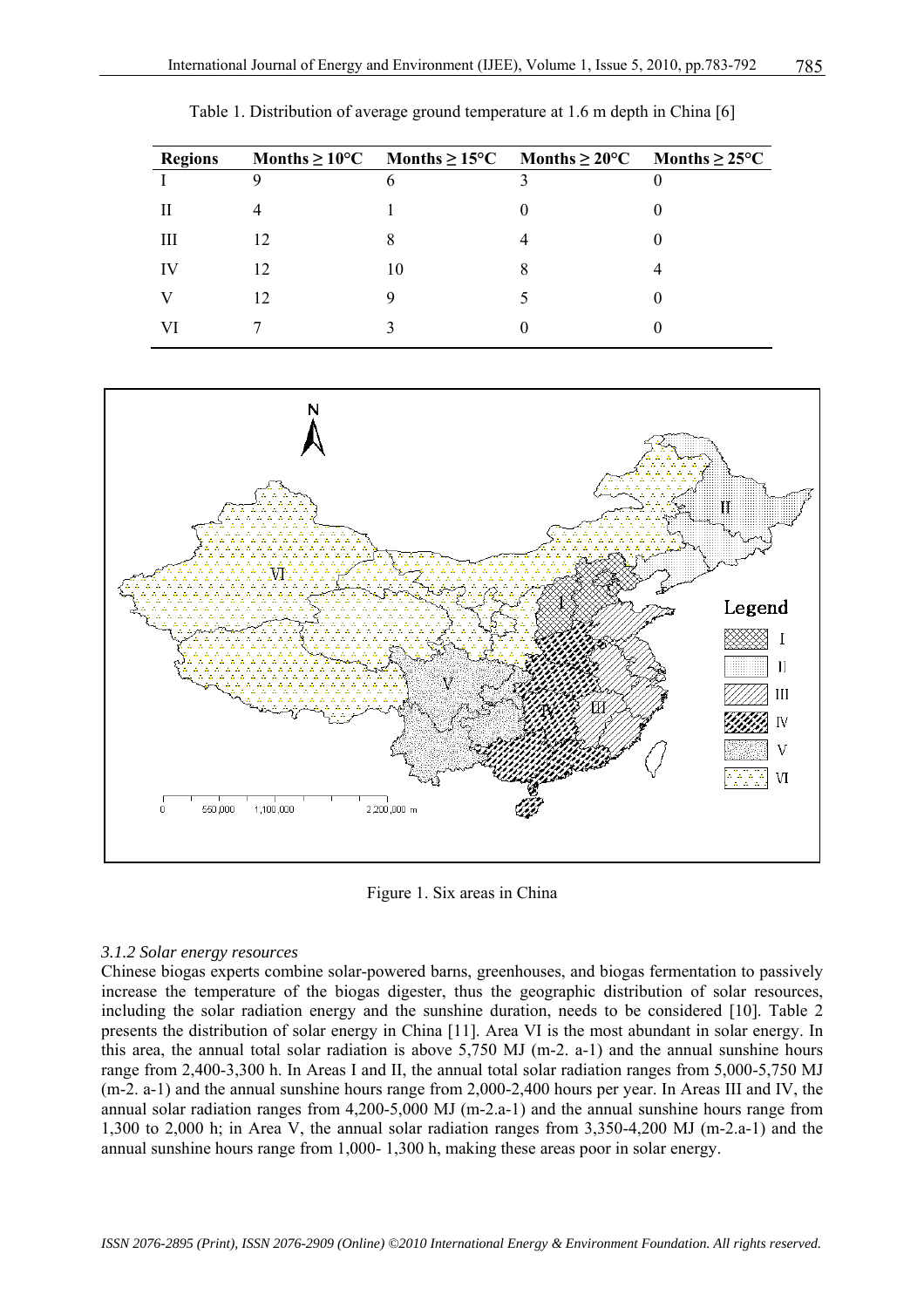Table 1. Distribution of average ground temperature at 1.6 m depth in China [6]

| Regions | Months ≥ 10°C | Months ≥ 15°C | Months ≥ 20°C | Months ≥ 25°C |
|---|---|---|---|---|
| I | 9 | 6 | 3 | 0 |
| II | 4 | 1 | 0 | 0 |
| III | 12 | 8 | 4 | 0 |
| IV | 12 | 10 | 8 | 4 |
| V | 12 | 9 | 5 | 0 |
| VI | 7 | 3 | 0 | 0 |

Figure 1. Six areas in China

### *3.1.2 Solar energy resources*

Chinese biogas experts combine solar-powered barns, greenhouses, and biogas fermentation to passively increase the temperature of the biogas digester, thus the geographic distribution of solar resources, including the solar radiation energy and the sunshine duration, needs to be considered [10]. Table 2 presents the distribution of solar energy in China [11]. Area VI is the most abundant in solar energy. In this area, the annual total solar radiation is above 5,750 MJ (m-2. a-1) and the annual sunshine hours range from 2,400-3,300 h. In Areas I and II, the annual total solar radiation ranges from 5,000-5,750 MJ (m-2. a-1) and the annual sunshine hours range from 2,000-2,400 hours per year. In Areas III and IV, the annual solar radiation ranges from 4,200-5,000 MJ (m-2.a-1) and the annual sunshine hours range from 1,300 to 2,000 h; in Area V, the annual solar radiation ranges from 3,350-4,200 MJ (m-2.a-1) and the annual sunshine hours range from 1,000- 1,300 h, making these areas poor in solar energy.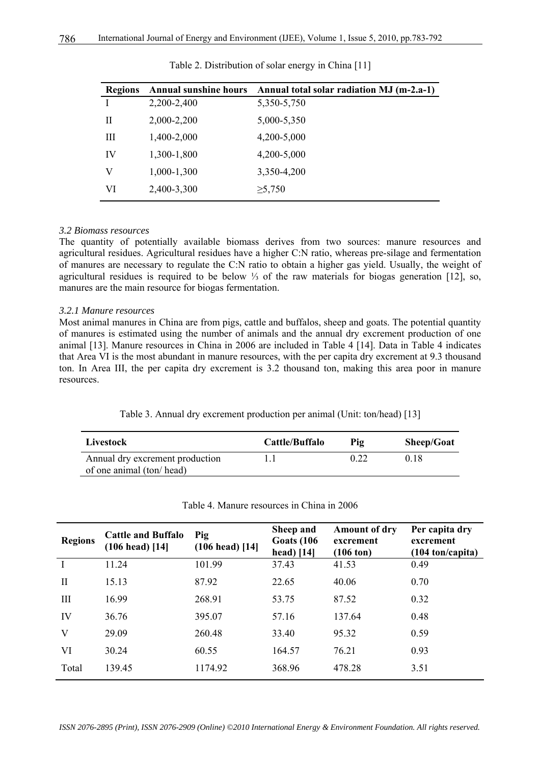Table 2. Distribution of solar energy in China [11]

| Regions | Annual sunshine hours | Annual total solar radiation MJ (m-2.a-1) |
|---|---|---|
| I | 2,200-2,400 | 5,350-5,750 |
| II | 2,000-2,200 | 5,000-5,350 |
| III | 1,400-2,000 | 4,200-5,000 |
| IV | 1,300-1,800 | 4,200-5,000 |
| V | 1,000-1,300 | 3,350-4,200 |
| VI | 2,400-3,300 | ≥5,750 |

### *3.2 Biomass resources*

The quantity of potentially available biomass derives from two sources: manure resources and agricultural residues. Agricultural residues have a higher C:N ratio, whereas pre-silage and fermentation of manures are necessary to regulate the C:N ratio to obtain a higher gas yield. Usually, the weight of agricultural residues is required to be below ⅓ of the raw materials for biogas generation [12], so, manures are the main resource for biogas fermentation.

#### *3.2.1 Manure resources*

Most animal manures in China are from pigs, cattle and buffalos, sheep and goats. The potential quantity of manures is estimated using the number of animals and the annual dry excrement production of one animal [13]. Manure resources in China in 2006 are included in Table 4 [14]. Data in Table 4 indicates that Area VI is the most abundant in manure resources, with the per capita dry excrement at 9.3 thousand ton. In Area III, the per capita dry excrement is 3.2 thousand ton, making this area poor in manure resources.

Table 3. Annual dry excrement production per animal (Unit: ton/head) [13]

| Livestock | Cattle/Buffalo | Pig | Sheep/Goat |
|---|---|---|---|
| Annual dry excrement production of one animal (ton/ head) | 1.1 | 0.22 | 0.18 |

Table 4. Manure resources in China in 2006

| Regions | Cattle and Buffalo (106 head) [14] | Pig (106 head) [14] | Sheep and Goats (106 head) [14] | Amount of dry excrement (106 ton) | Per capita dry excrement (104 ton/capita) |
|---|---|---|---|---|---|
| I | 11.24 | 101.99 | 37.43 | 41.53 | 0.49 |
| II | 15.13 | 87.92 | 22.65 | 40.06 | 0.70 |
| III | 16.99 | 268.91 | 53.75 | 87.52 | 0.32 |
| IV | 36.76 | 395.07 | 57.16 | 137.64 | 0.48 |
| V | 29.09 | 260.48 | 33.40 | 95.32 | 0.59 |
| VI | 30.24 | 60.55 | 164.57 | 76.21 | 0.93 |
| Total | 139.45 | 1174.92 | 368.96 | 478.28 | 3.51 |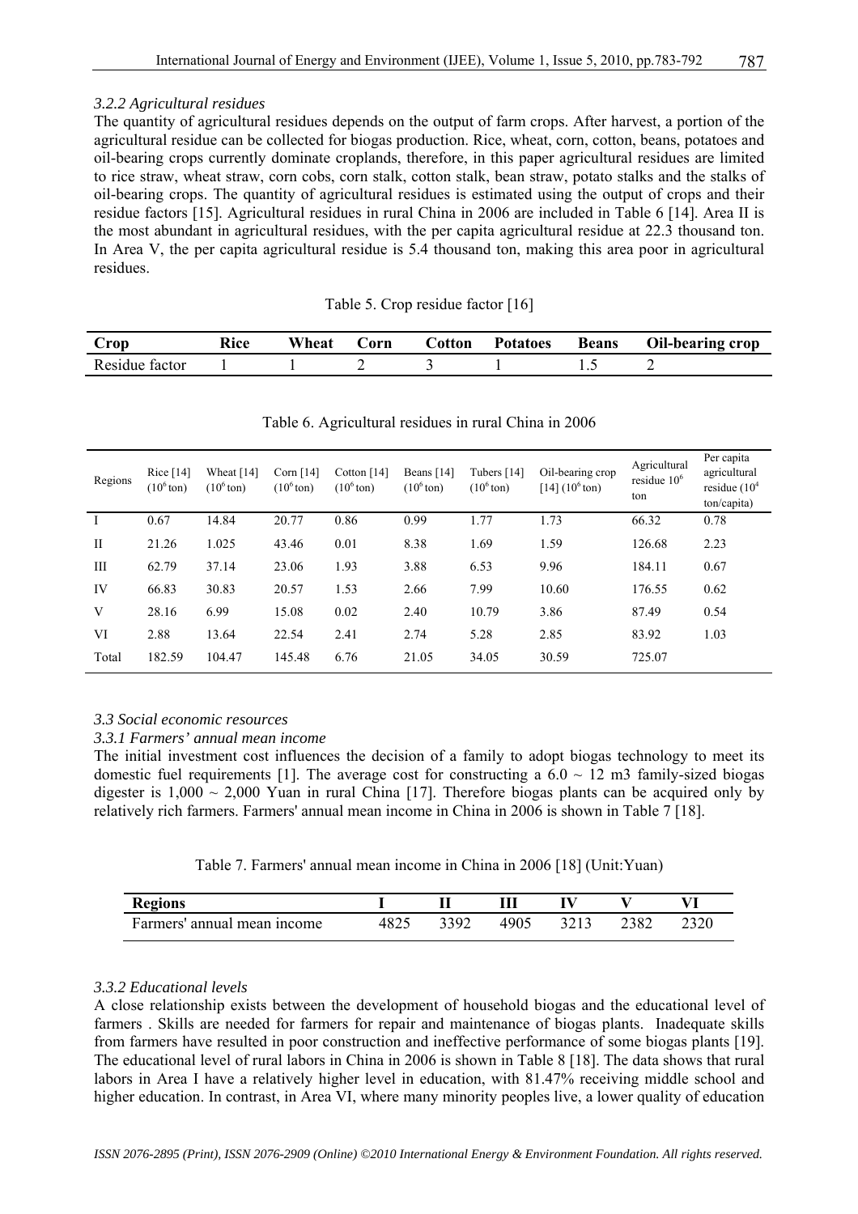### *3.2.2 Agricultural residues*

The quantity of agricultural residues depends on the output of farm crops. After harvest, a portion of the agricultural residue can be collected for biogas production. Rice, wheat, corn, cotton, beans, potatoes and oil-bearing crops currently dominate croplands, therefore, in this paper agricultural residues are limited to rice straw, wheat straw, corn cobs, corn stalk, cotton stalk, bean straw, potato stalks and the stalks of oil-bearing crops. The quantity of agricultural residues is estimated using the output of crops and their residue factors [15]. Agricultural residues in rural China in 2006 are included in Table 6 [14]. Area II is the most abundant in agricultural residues, with the per capita agricultural residue at 22.3 thousand ton. In Area V, the per capita agricultural residue is 5.4 thousand ton, making this area poor in agricultural residues.

Table 5. Crop residue factor [16]

| Crop | Rice | Wheat | Corn | Cotton | Potatoes | Beans | Oil-bearing crop |
|---|---|---|---|---|---|---|---|
| Residue factor | 1 | 1 | 2 | 3 | 1 | 1.5 | 2 |

Table 6. Agricultural residues in rural China in 2006

| Regions | Rice [14] ($10^6$ ton) | Wheat [14] ($10^6$ ton) | Corn [14] ($10^6$ ton) | Cotton [14] ($10^6$ ton) | Beans [14] ($10^6$ ton) | Tubers [14] ($10^6$ ton) | Oil-bearing crop [14] ($10^6$ ton) | Agricultural residue $10^6$ ton | Per capita agricultural residue ($10^4$ ton/capita) |
|---|---|---|---|---|---|---|---|---|---|
| I | 0.67 | 14.84 | 20.77 | 0.86 | 0.99 | 1.77 | 1.73 | 66.32 | 0.78 |
| II | 21.26 | 1.025 | 43.46 | 0.01 | 8.38 | 1.69 | 1.59 | 126.68 | 2.23 |
| III | 62.79 | 37.14 | 23.06 | 1.93 | 3.88 | 6.53 | 9.96 | 184.11 | 0.67 |
| IV | 66.83 | 30.83 | 20.57 | 1.53 | 2.66 | 7.99 | 10.60 | 176.55 | 0.62 |
| V | 28.16 | 6.99 | 15.08 | 0.02 | 2.40 | 10.79 | 3.86 | 87.49 | 0.54 |
| VI | 2.88 | 13.64 | 22.54 | 2.41 | 2.74 | 5.28 | 2.85 | 83.92 | 1.03 |
| Total | 182.59 | 104.47 | 145.48 | 6.76 | 21.05 | 34.05 | 30.59 | 725.07 | |

### *3.3 Social economic resources*

### *3.3.1 Farmers' annual mean income*

The initial investment cost influences the decision of a family to adopt biogas technology to meet its domestic fuel requirements [1]. The average cost for constructing a 6.0 ~ 12 m3 family-sized biogas digester is 1,000 ~ 2,000 Yuan in rural China [17]. Therefore biogas plants can be acquired only by relatively rich farmers. Farmers' annual mean income in China in 2006 is shown in Table 7 [18].

Table 7. Farmers' annual mean income in China in 2006 [18] (Unit:Yuan)

| Regions | I | II | III | IV | V | VI |
|---|---|---|---|---|---|---|
| Farmers' annual mean income | 4825 | 3392 | 4905 | 3213 | 2382 | 2320 |

### *3.3.2 Educational levels*

A close relationship exists between the development of household biogas and the educational level of farmers . Skills are needed for farmers for repair and maintenance of biogas plants. Inadequate skills from farmers have resulted in poor construction and ineffective performance of some biogas plants [19]. The educational level of rural labors in China in 2006 is shown in Table 8 [18]. The data shows that rural labors in Area I have a relatively higher level in education, with 81.47% receiving middle school and higher education. In contrast, in Area VI, where many minority peoples live, a lower quality of education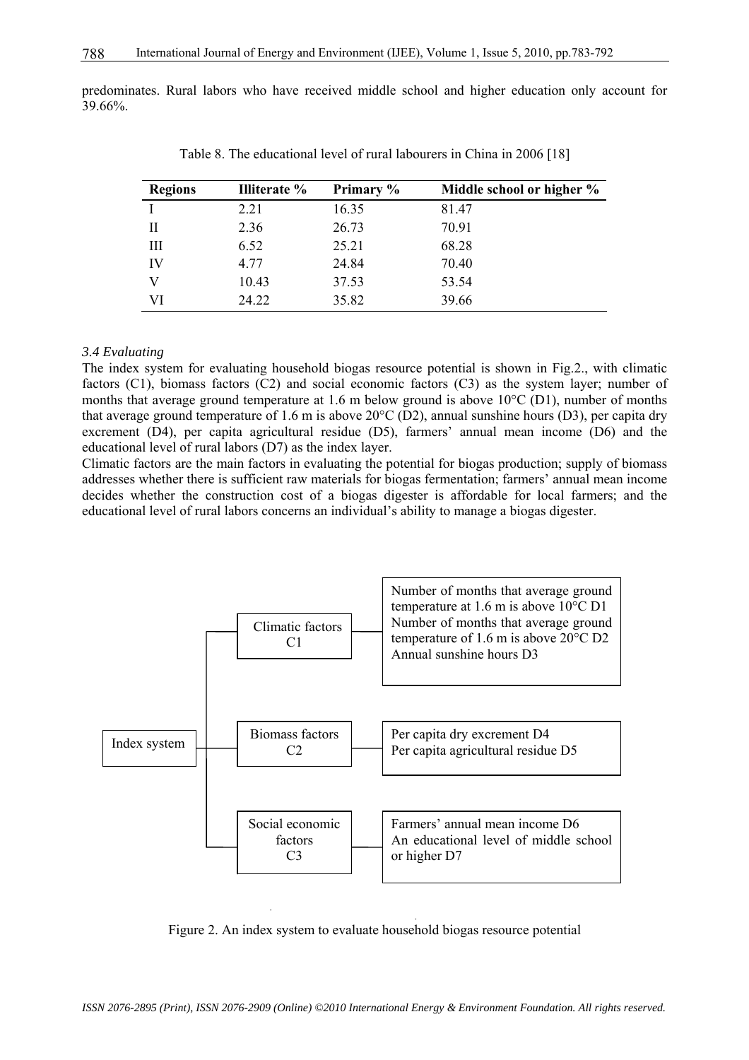predominates. Rural labors who have received middle school and higher education only account for 39.66%.

Table 8. The educational level of rural labourers in China in 2006 [18]

| Regions | Illiterate % | Primary % | Middle school or higher % |
|---|---|---|---|
| I | 2.21 | 16.35 | 81.47 |
| II | 2.36 | 26.73 | 70.91 |
| III | 6.52 | 25.21 | 68.28 |
| IV | 4.77 | 24.84 | 70.40 |
| V | 10.43 | 37.53 | 53.54 |
| VI | 24.22 | 35.82 | 39.66 |

### *3.4 Evaluating*

The index system for evaluating household biogas resource potential is shown in Fig.2., with climatic factors (C1), biomass factors (C2) and social economic factors (C3) as the system layer; number of months that average ground temperature at 1.6 m below ground is above 10°C (D1), number of months that average ground temperature of 1.6 m is above 20°C (D2), annual sunshine hours (D3), per capita dry excrement (D4), per capita agricultural residue (D5), farmers' annual mean income (D6) and the educational level of rural labors (D7) as the index layer.

Climatic factors are the main factors in evaluating the potential for biogas production; supply of biomass addresses whether there is sufficient raw materials for biogas fermentation; farmers' annual mean income decides whether the construction cost of a biogas digester is affordable for local farmers; and the educational level of rural labors concerns an individual's ability to manage a biogas digester.

- Index system
  - Climatic factors C1
    - Number of months that average ground temperature at 1.6 m is above 10°C D1
    - Number of months that average ground temperature of 1.6 m is above 20°C D2
    - Annual sunshine hours D3
  - Biomass factors C2
    - Per capita dry excrement D4
    - Per capita agricultural residue D5
  - Social economic factors C3
    - Farmers' annual mean income D6
    - An educational level of middle school or higher D7

Figure 2. An index system to evaluate household biogas resource potential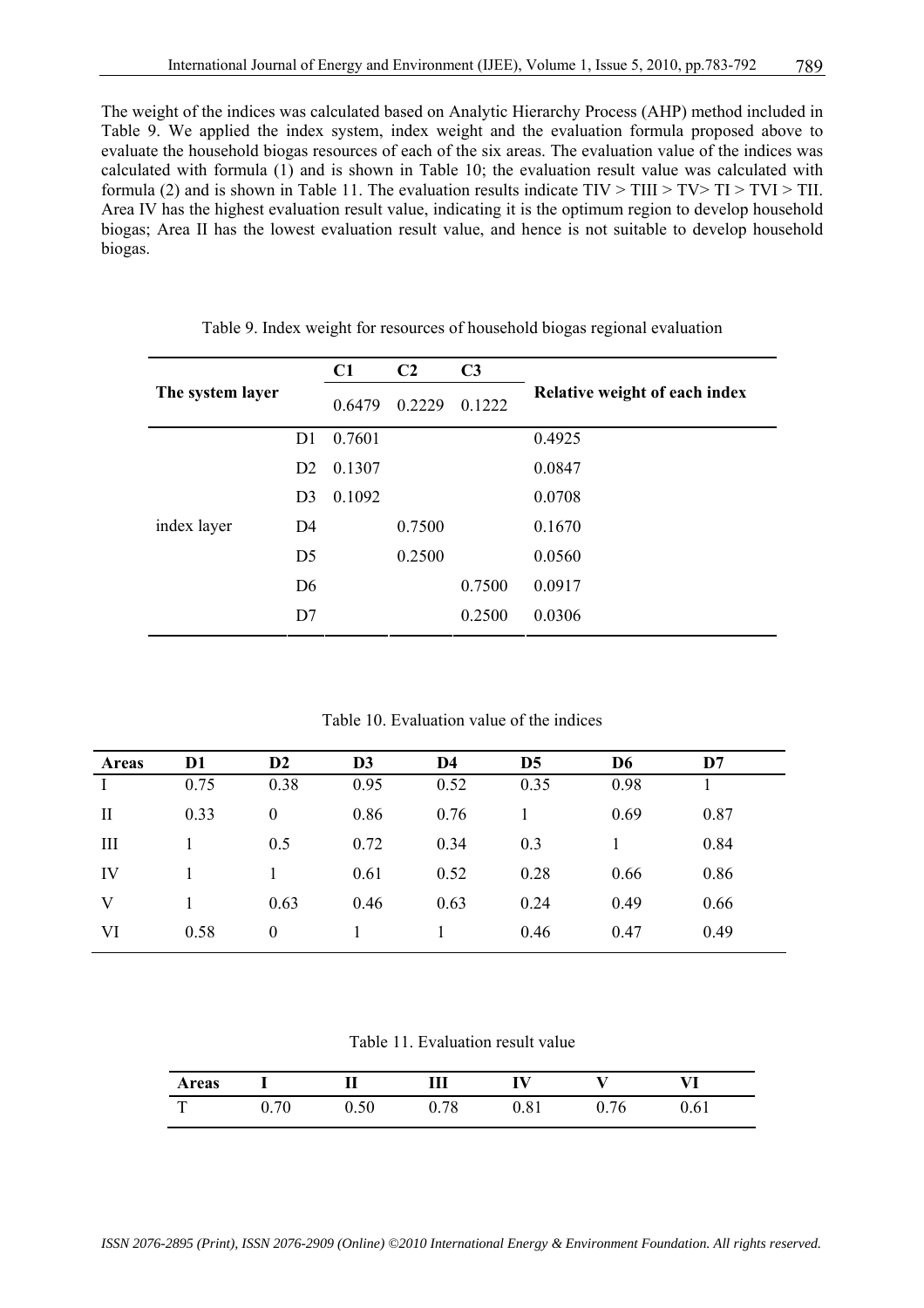The weight of the indices was calculated based on Analytic Hierarchy Process (AHP) method included in Table 9. We applied the index system, index weight and the evaluation formula proposed above to evaluate the household biogas resources of each of the six areas. The evaluation value of the indices was calculated with formula (1) and is shown in Table 10; the evaluation result value was calculated with formula (2) and is shown in Table 11. The evaluation results indicate TIV > TIII > TV> TI > TVI > TII. Area IV has the highest evaluation result value, indicating it is the optimum region to develop household biogas; Area II has the lowest evaluation result value, and hence is not suitable to develop household biogas.

Table 9. Index weight for resources of household biogas regional evaluation

| The system layer | | C1 | C2 | C3 | Relative weight of each index |
|---|---|---|---|---|---|
| | | 0.6479 | 0.2229 | 0.1222 | |
| index layer | D1 | 0.7601 | | | 0.4925 |
| | D2 | 0.1307 | | | 0.0847 |
| | D3 | 0.1092 | | | 0.0708 |
| | D4 | | 0.7500 | | 0.1670 |
| | D5 | | 0.2500 | | 0.0560 |
| | D6 | | | 0.7500 | 0.0917 |
| | D7 | | | 0.2500 | 0.0306 |

Table 10. Evaluation value of the indices

| Areas | D1 | D2 | D3 | D4 | D5 | D6 | D7 |
|---|---|---|---|---|---|---|---|
| I | 0.75 | 0.38 | 0.95 | 0.52 | 0.35 | 0.98 | 1 |
| II | 0.33 | 0 | 0.86 | 0.76 | 1 | 0.69 | 0.87 |
| III | 1 | 0.5 | 0.72 | 0.34 | 0.3 | 1 | 0.84 |
| IV | 1 | 1 | 0.61 | 0.52 | 0.28 | 0.66 | 0.86 |
| V | 1 | 0.63 | 0.46 | 0.63 | 0.24 | 0.49 | 0.66 |
| VI | 0.58 | 0 | 1 | 1 | 0.46 | 0.47 | 0.49 |

Table 11. Evaluation result value

| Areas | I | II | III | IV | V | VI |
|---|---|---|---|---|---|---|
| T | 0.70 | 0.50 | 0.78 | 0.81 | 0.76 | 0.61 |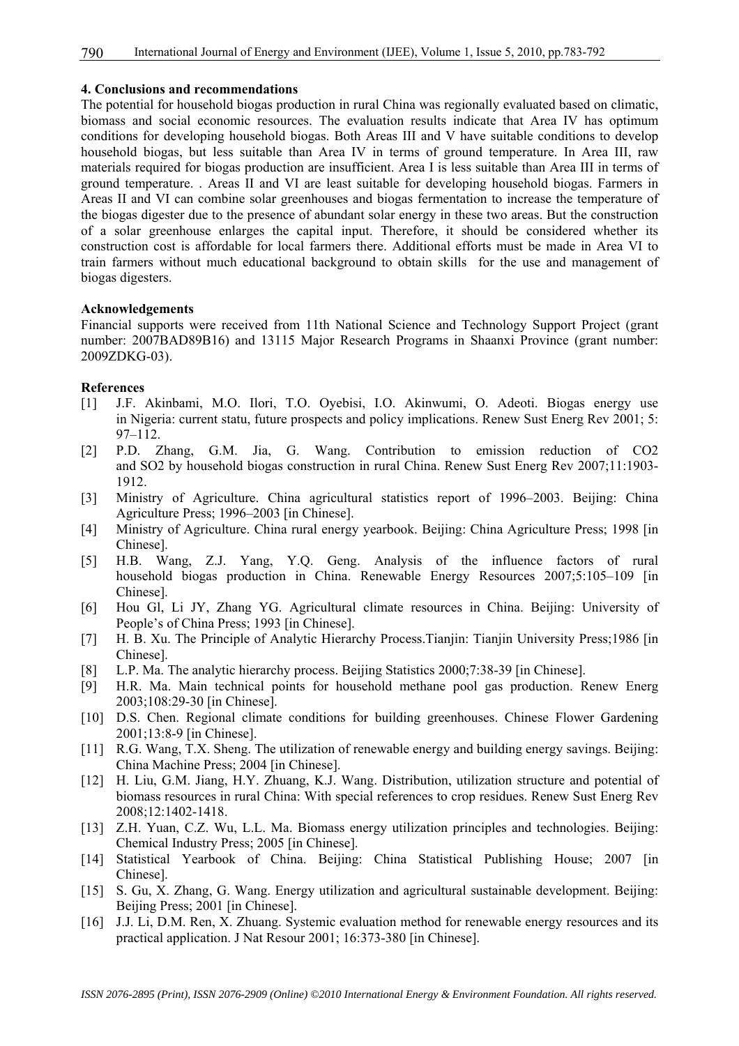## 4. Conclusions and recommendations

The potential for household biogas production in rural China was regionally evaluated based on climatic, biomass and social economic resources. The evaluation results indicate that Area IV has optimum conditions for developing household biogas. Both Areas III and V have suitable conditions to develop household biogas, but less suitable than Area IV in terms of ground temperature. In Area III, raw materials required for biogas production are insufficient. Area I is less suitable than Area III in terms of ground temperature. . Areas II and VI are least suitable for developing household biogas. Farmers in Areas II and VI can combine solar greenhouses and biogas fermentation to increase the temperature of the biogas digester due to the presence of abundant solar energy in these two areas. But the construction of a solar greenhouse enlarges the capital input. Therefore, it should be considered whether its construction cost is affordable for local farmers there. Additional efforts must be made in Area VI to train farmers without much educational background to obtain skills for the use and management of biogas digesters.

## Acknowledgements

Financial supports were received from 11th National Science and Technology Support Project (grant number: 2007BAD89B16) and 13115 Major Research Programs in Shaanxi Province (grant number: 2009ZDKG-03).

## References

[1] J.F. Akinbami, M.O. Ilori, T.O. Oyebisi, I.O. Akinwumi, O. Adeoti. Biogas energy use in Nigeria: current statu, future prospects and policy implications. Renew Sust Energ Rev 2001; 5: 97–112.

[2] P.D. Zhang, G.M. Jia, G. Wang. Contribution to emission reduction of CO2 and SO2 by household biogas construction in rural China. Renew Sust Energ Rev 2007;11:1903-1912.

[3] Ministry of Agriculture. China agricultural statistics report of 1996–2003. Beijing: China Agriculture Press; 1996–2003 [in Chinese].

[4] Ministry of Agriculture. China rural energy yearbook. Beijing: China Agriculture Press; 1998 [in Chinese].

[5] H.B. Wang, Z.J. Yang, Y.Q. Geng. Analysis of the influence factors of rural household biogas production in China. Renewable Energy Resources 2007;5:105–109 [in Chinese].

[6] Hou Gl, Li JY, Zhang YG. Agricultural climate resources in China. Beijing: University of People's of China Press; 1993 [in Chinese].

[7] H. B. Xu. The Principle of Analytic Hierarchy Process.Tianjin: Tianjin University Press;1986 [in Chinese].

[8] L.P. Ma. The analytic hierarchy process. Beijing Statistics 2000;7:38-39 [in Chinese].

[9] H.R. Ma. Main technical points for household methane pool gas production. Renew Energ 2003;108:29-30 [in Chinese].

[10] D.S. Chen. Regional climate conditions for building greenhouses. Chinese Flower Gardening 2001;13:8-9 [in Chinese].

[11] R.G. Wang, T.X. Sheng. The utilization of renewable energy and building energy savings. Beijing: China Machine Press; 2004 [in Chinese].

[12] H. Liu, G.M. Jiang, H.Y. Zhuang, K.J. Wang. Distribution, utilization structure and potential of biomass resources in rural China: With special references to crop residues. Renew Sust Energ Rev 2008;12:1402-1418.

[13] Z.H. Yuan, C.Z. Wu, L.L. Ma. Biomass energy utilization principles and technologies. Beijing: Chemical Industry Press; 2005 [in Chinese].

[14] Statistical Yearbook of China. Beijing: China Statistical Publishing House; 2007 [in Chinese].

[15] S. Gu, X. Zhang, G. Wang. Energy utilization and agricultural sustainable development. Beijing: Beijing Press; 2001 [in Chinese].

[16] J.J. Li, D.M. Ren, X. Zhuang. Systemic evaluation method for renewable energy resources and its practical application. J Nat Resour 2001; 16:373-380 [in Chinese].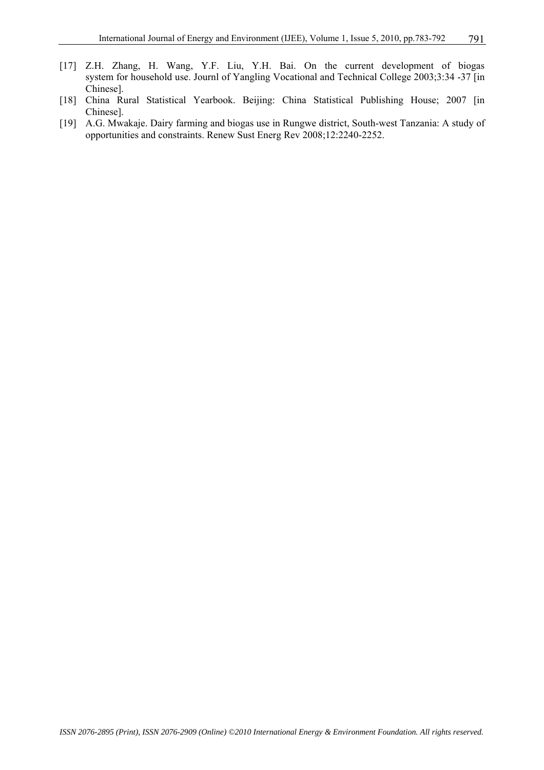[17] Z.H. Zhang, H. Wang, Y.F. Liu, Y.H. Bai. On the current development of biogas system for household use. Journl of Yangling Vocational and Technical College 2003;3:34 -37 [in Chinese].

[18] China Rural Statistical Yearbook. Beijing: China Statistical Publishing House; 2007 [in Chinese].

[19] A.G. Mwakaje. Dairy farming and biogas use in Rungwe district, South-west Tanzania: A study of opportunities and constraints. Renew Sust Energ Rev 2008;12:2240-2252.